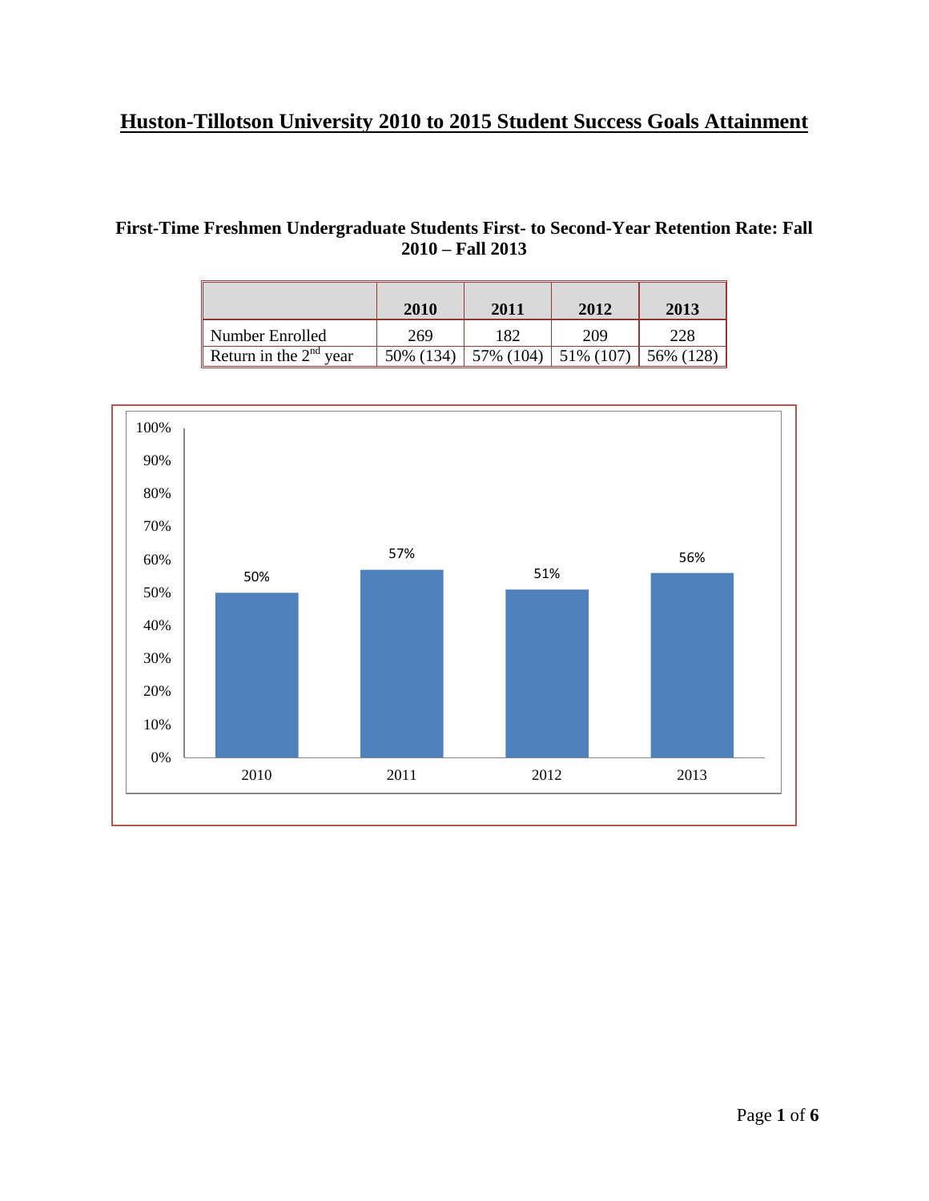# Huston-Tillotson University 2010 to 2015 Student Success Goals Attainment

### First-Time Freshmen Undergraduate Students First- to Second-Year Retention Rate: Fall 2010 – Fall 2013

| | 2010 | 2011 | 2012 | 2013 |
|---|---|---|---|---|
| Number Enrolled | 269 | 182 | 209 | 228 |
| Return in the 2nd year | 50% (134) | 57% (104) | 51% (107) | 56% (128) |

| Year | Retention Rate |
|---|---|
| 2010 | 50% |
| 2011 | 57% |
| 2012 | 51% |
| 2013 | 56% |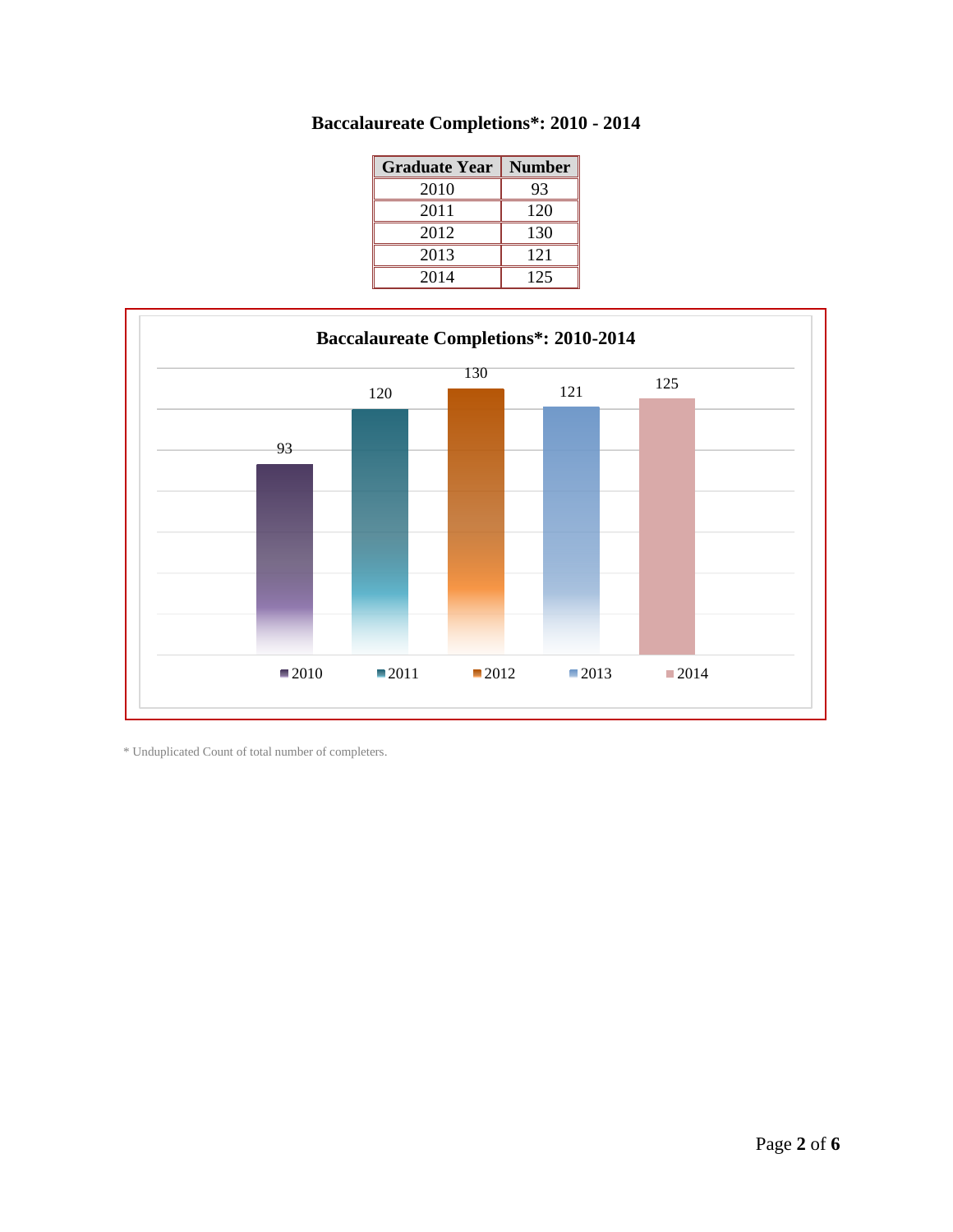# Baccalaureate Completions*: 2010 - 2014

| Graduate Year | Number |
|---|---|
| 2010 | 93 |
| 2011 | 120 |
| 2012 | 130 |
| 2013 | 121 |
| 2014 | 125 |

**Baccalaureate Completions*: 2010-2014**

| Year | Number |
|---|---|
| 2010 | 93 |
| 2011 | 120 |
| 2012 | 130 |
| 2013 | 121 |
| 2014 | 125 |

* Unduplicated Count of total number of completers.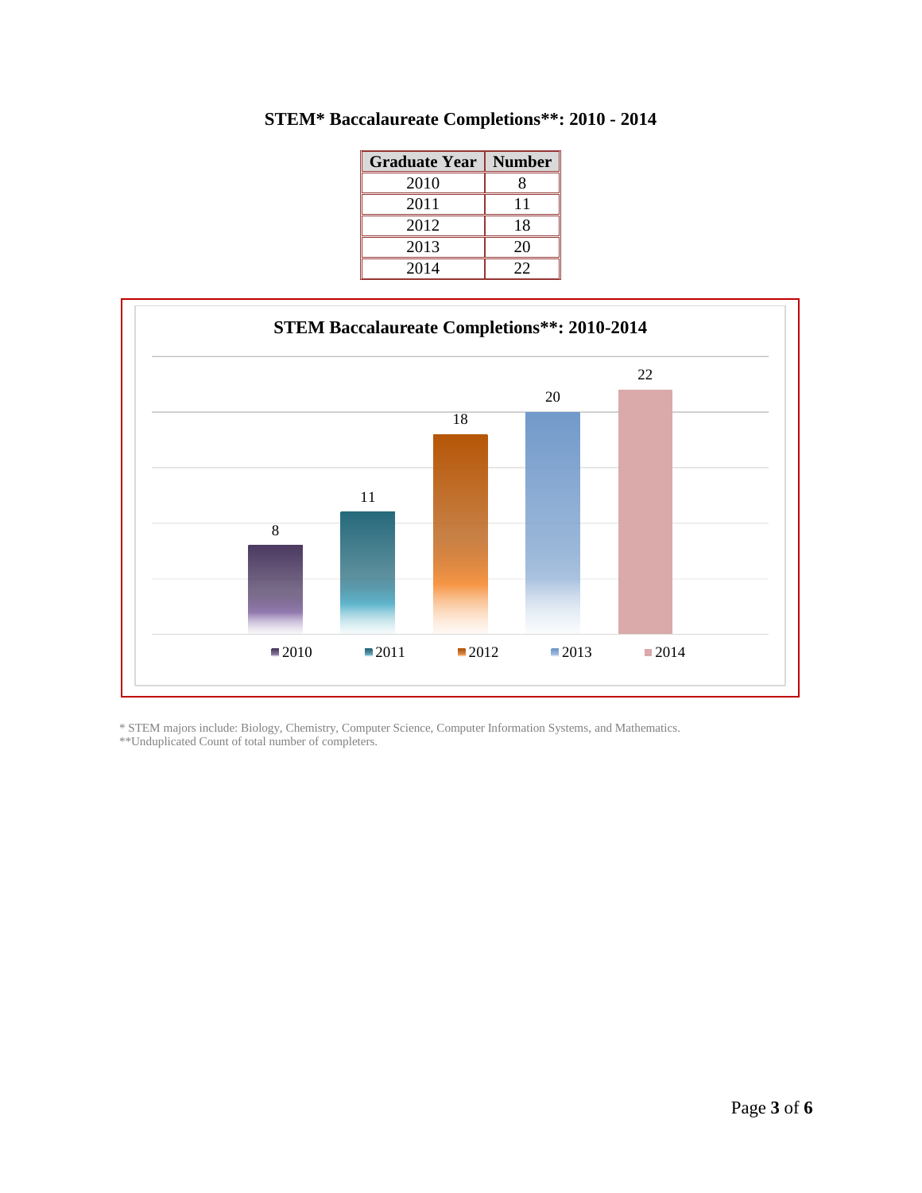## STEM* Baccalaureate Completions**: 2010 - 2014

| Graduate Year | Number |
|---|---|
| 2010 | 8 |
| 2011 | 11 |
| 2012 | 18 |
| 2013 | 20 |
| 2014 | 22 |

**STEM Baccalaureate Completions**: 2010-2014**

| Year | Number |
|---|---|
| 2010 | 8 |
| 2011 | 11 |
| 2012 | 18 |
| 2013 | 20 |
| 2014 | 22 |

* STEM majors include: Biology, Chemistry, Computer Science, Computer Information Systems, and Mathematics.
**Unduplicated Count of total number of completers.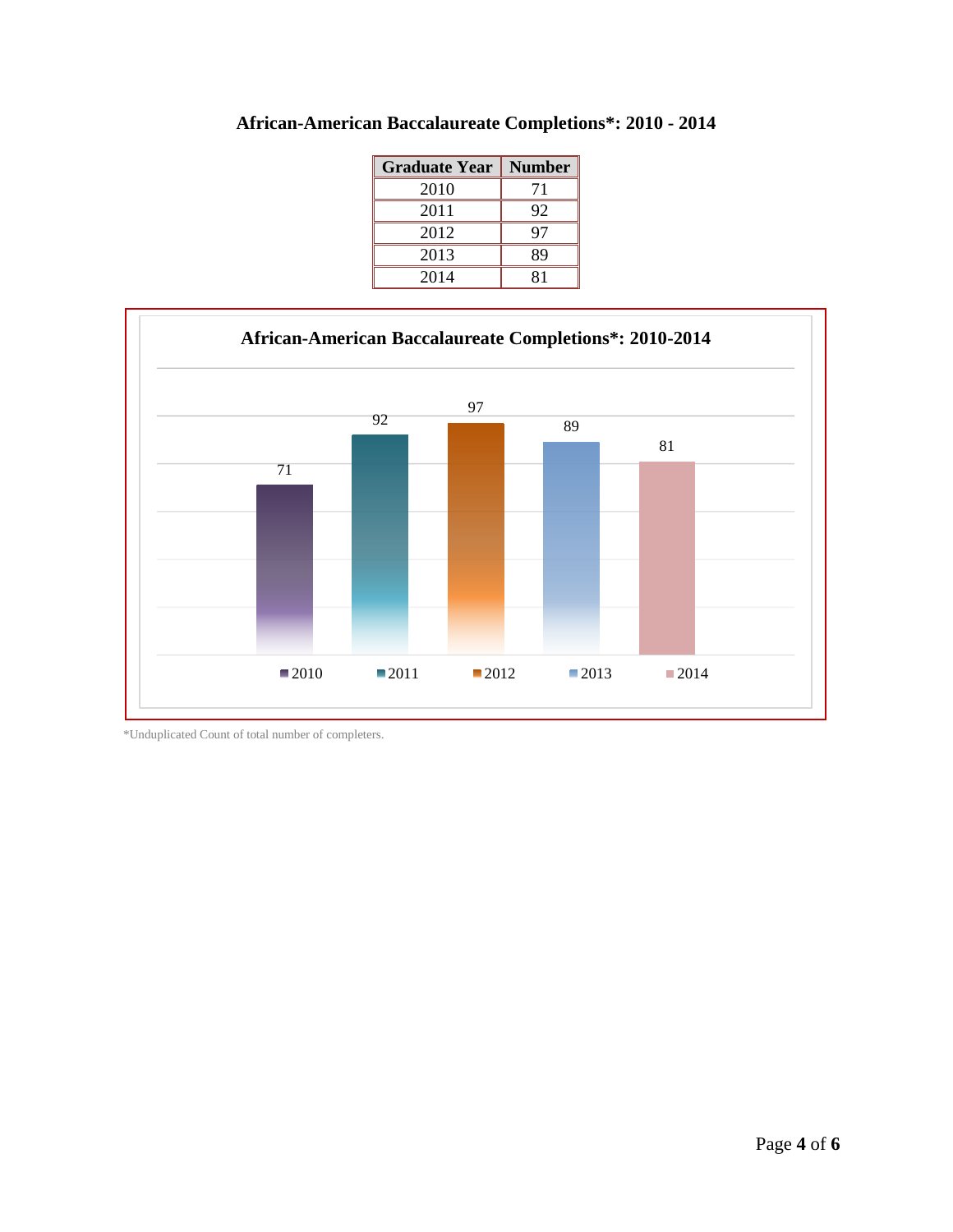# African-American Baccalaureate Completions*: 2010 - 2014

| Graduate Year | Number |
|---|---|
| 2010 | 71 |
| 2011 | 92 |
| 2012 | 97 |
| 2013 | 89 |
| 2014 | 81 |

**African-American Baccalaureate Completions*: 2010-2014**

| Year | Completions |
|---|---|
| 2010 | 71 |
| 2011 | 92 |
| 2012 | 97 |
| 2013 | 89 |
| 2014 | 81 |

*Unduplicated Count of total number of completers.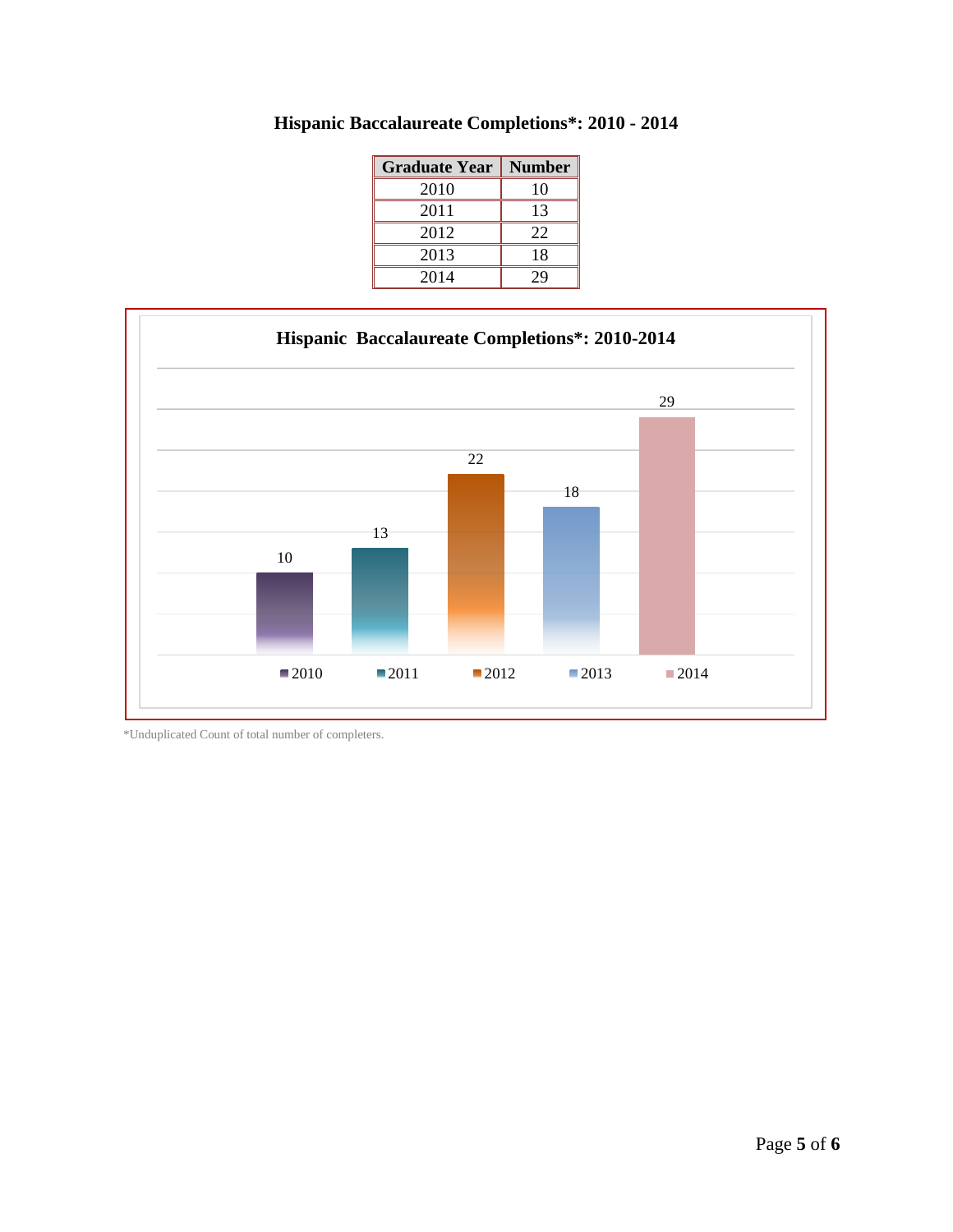# Hispanic Baccalaureate Completions*: 2010 - 2014

| Graduate Year | Number |
|---|---|
| 2010 | 10 |
| 2011 | 13 |
| 2012 | 22 |
| 2013 | 18 |
| 2014 | 29 |

**Hispanic Baccalaureate Completions*: 2010-2014**

| Year | Completions |
|---|---|
| 2010 | 10 |
| 2011 | 13 |
| 2012 | 22 |
| 2013 | 18 |
| 2014 | 29 |

*Unduplicated Count of total number of completers.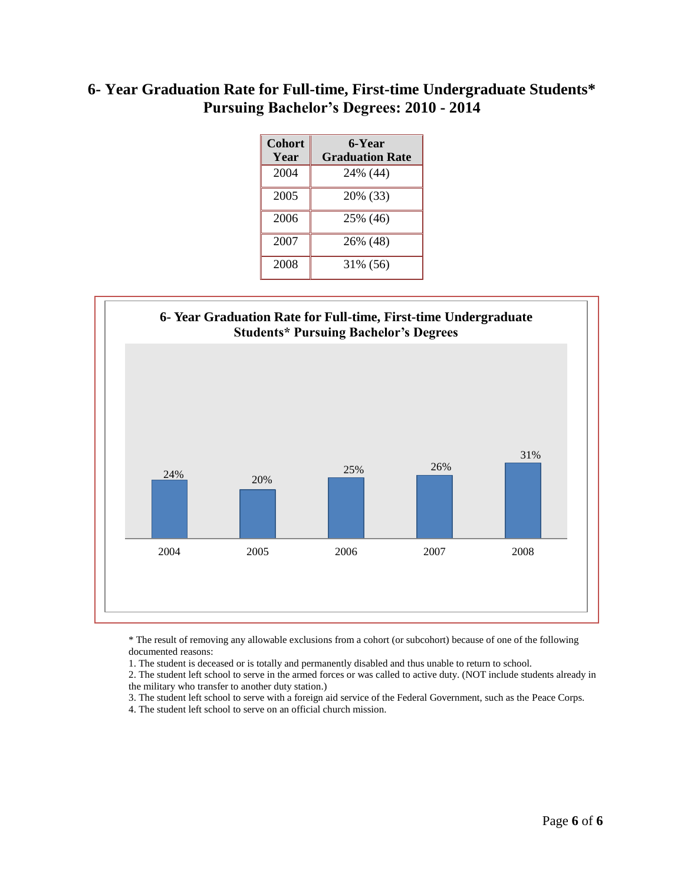# 6- Year Graduation Rate for Full-time, First-time Undergraduate Students* Pursuing Bachelor's Degrees: 2010 - 2014

| Cohort Year | 6-Year Graduation Rate |
|---|---|
| 2004 | 24% (44) |
| 2005 | 20% (33) |
| 2006 | 25% (46) |
| 2007 | 26% (48) |
| 2008 | 31% (56) |

**6- Year Graduation Rate for Full-time, First-time Undergraduate Students* Pursuing Bachelor's Degrees**

24%
20%
25%
26%
31%

2004
2005
2006
2007
2008

* The result of removing any allowable exclusions from a cohort (or subcohort) because of one of the following documented reasons:

1. The student is deceased or is totally and permanently disabled and thus unable to return to school.
2. The student left school to serve in the armed forces or was called to active duty. (NOT include students already in the military who transfer to another duty station.)
3. The student left school to serve with a foreign aid service of the Federal Government, such as the Peace Corps.
4. The student left school to serve on an official church mission.